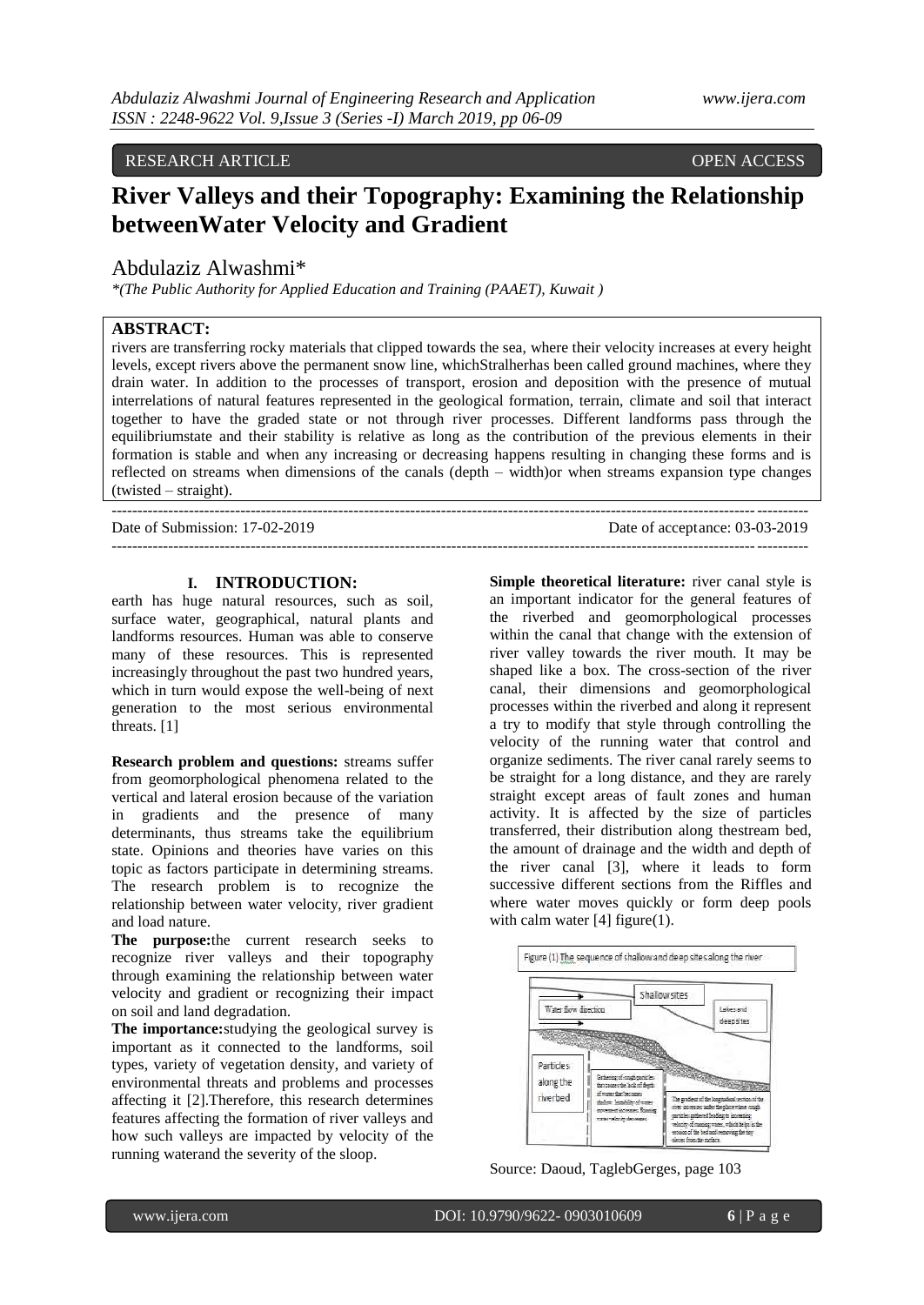RESEARCH ARTICLE OPEN ACCESS

# River Valleys and their Topography: Examining the Relationship betweenWater Velocity and Gradient

Abdulaziz Alwashmi*

*(The Public Authority for Applied Education and Training (PAAET), Kuwait )

**ABSTRACT:**

rivers are transferring rocky materials that clipped towards the sea, where their velocity increases at every height levels, except rivers above the permanent snow line, whichStralherhas been called ground machines, where they drain water. In addition to the processes of transport, erosion and deposition with the presence of mutual interrelations of natural features represented in the geological formation, terrain, climate and soil that interact together to have the graded state or not through river processes. Different landforms pass through the equilibriumstate and their stability is relative as long as the contribution of the previous elements in their formation is stable and when any increasing or decreasing happens resulting in changing these forms and is reflected on streams when dimensions of the canals (depth – width)or when streams expansion type changes (twisted – straight).

---

Date of Submission: 17-02-2019 Date of acceptance: 03-03-2019

---

## I. INTRODUCTION:

earth has huge natural resources, such as soil, surface water, geographical, natural plants and landforms resources. Human was able to conserve many of these resources. This is represented increasingly throughout the past two hundred years, which in turn would expose the well-being of next generation to the most serious environmental threats. [1]

**Research problem and questions:** streams suffer from geomorphological phenomena related to the vertical and lateral erosion because of the variation in gradients and the presence of many determinants, thus streams take the equilibrium state. Opinions and theories have varies on this topic as factors participate in determining streams. The research problem is to recognize the relationship between water velocity, river gradient and load nature.

**The purpose:**the current research seeks to recognize river valleys and their topography through examining the relationship between water velocity and gradient or recognizing their impact on soil and land degradation.

**The importance:**studying the geological survey is important as it connected to the landforms, soil types, variety of vegetation density, and variety of environmental threats and problems and processes affecting it [2].Therefore, this research determines features affecting the formation of river valleys and how such valleys are impacted by velocity of the running waterand the severity of the sloop.

**Simple theoretical literature:** river canal style is an important indicator for the general features of the riverbed and geomorphological processes within the canal that change with the extension of river valley towards the river mouth. It may be shaped like a box. The cross-section of the river canal, their dimensions and geomorphological processes within the riverbed and along it represent a try to modify that style through controlling the velocity of the running water that control and organize sediments. The river canal rarely seems to be straight for a long distance, and they are rarely straight except areas of fault zones and human activity. It is affected by the size of particles transferred, their distribution along thestream bed, the amount of drainage and the width and depth of the river canal [3], where it leads to form successive different sections from the Riffles and where water moves quickly or form deep pools with calm water [4] figure(1).

Figure (1) The sequence of shallow and deep sites along the river

Source: Daoud, TaglebGerges, page 103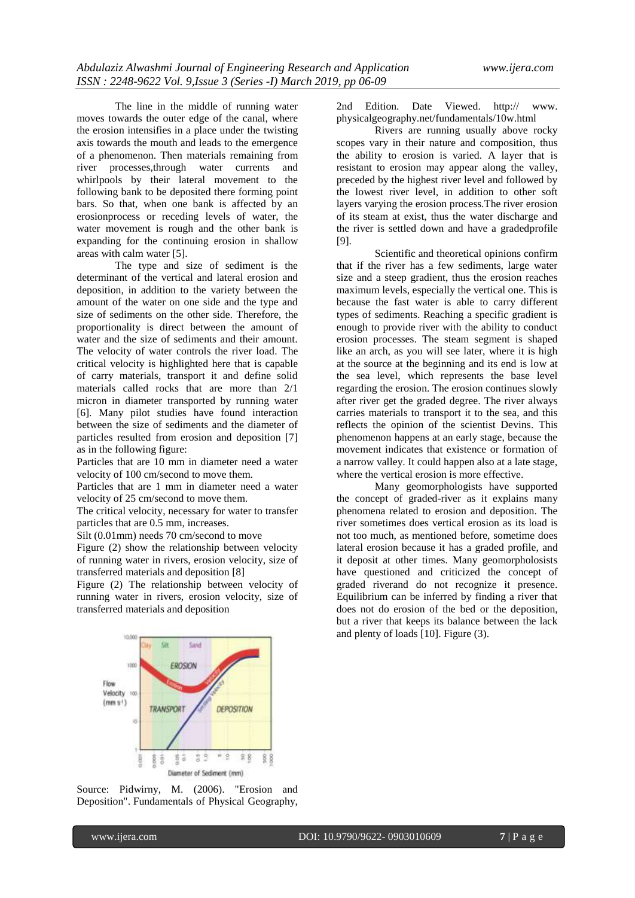The line in the middle of running water moves towards the outer edge of the canal, where the erosion intensifies in a place under the twisting axis towards the mouth and leads to the emergence of a phenomenon. Then materials remaining from river processes,through water currents and whirlpools by their lateral movement to the following bank to be deposited there forming point bars. So that, when one bank is affected by an erosionprocess or receding levels of water, the water movement is rough and the other bank is expanding for the continuing erosion in shallow areas with calm water [5].

The type and size of sediment is the determinant of the vertical and lateral erosion and deposition, in addition to the variety between the amount of the water on one side and the type and size of sediments on the other side. Therefore, the proportionality is direct between the amount of water and the size of sediments and their amount. The velocity of water controls the river load. The critical velocity is highlighted here that is capable of carry materials, transport it and define solid materials called rocks that are more than 2/1 micron in diameter transported by running water [6]. Many pilot studies have found interaction between the size of sediments and the diameter of particles resulted from erosion and deposition [7] as in the following figure:

Particles that are 10 mm in diameter need a water velocity of 100 cm/second to move them.

Particles that are 1 mm in diameter need a water velocity of 25 cm/second to move them.

The critical velocity, necessary for water to transfer particles that are 0.5 mm, increases.

Silt (0.01mm) needs 70 cm/second to move

Figure (2) show the relationship between velocity of running water in rivers, erosion velocity, size of transferred materials and deposition [8]

Figure (2) The relationship between velocity of running water in rivers, erosion velocity, size of transferred materials and deposition

Source: Pidwirny, M. (2006). "Erosion and Deposition". Fundamentals of Physical Geography, 2nd Edition. Date Viewed. http:// www. physicalgeography.net/fundamentals/10w.html

Rivers are running usually above rocky scopes vary in their nature and composition, thus the ability to erosion is varied. A layer that is resistant to erosion may appear along the valley, preceded by the highest river level and followed by the lowest river level, in addition to other soft layers varying the erosion process.The river erosion of its steam at exist, thus the water discharge and the river is settled down and have a gradedprofile [9].

Scientific and theoretical opinions confirm that if the river has a few sediments, large water size and a steep gradient, thus the erosion reaches maximum levels, especially the vertical one. This is because the fast water is able to carry different types of sediments. Reaching a specific gradient is enough to provide river with the ability to conduct erosion processes. The steam segment is shaped like an arch, as you will see later, where it is high at the source at the beginning and its end is low at the sea level, which represents the base level regarding the erosion. The erosion continues slowly after river get the graded degree. The river always carries materials to transport it to the sea, and this reflects the opinion of the scientist Devins. This phenomenon happens at an early stage, because the movement indicates that existence or formation of a narrow valley. It could happen also at a late stage, where the vertical erosion is more effective.

Many geomorphologists have supported the concept of graded-river as it explains many phenomena related to erosion and deposition. The river sometimes does vertical erosion as its load is not too much, as mentioned before, sometime does lateral erosion because it has a graded profile, and it deposit at other times. Many geomorpholosists have questioned and criticized the concept of graded riverand do not recognize it presence. Equilibrium can be inferred by finding a river that does not do erosion of the bed or the deposition, but a river that keeps its balance between the lack and plenty of loads [10]. Figure (3).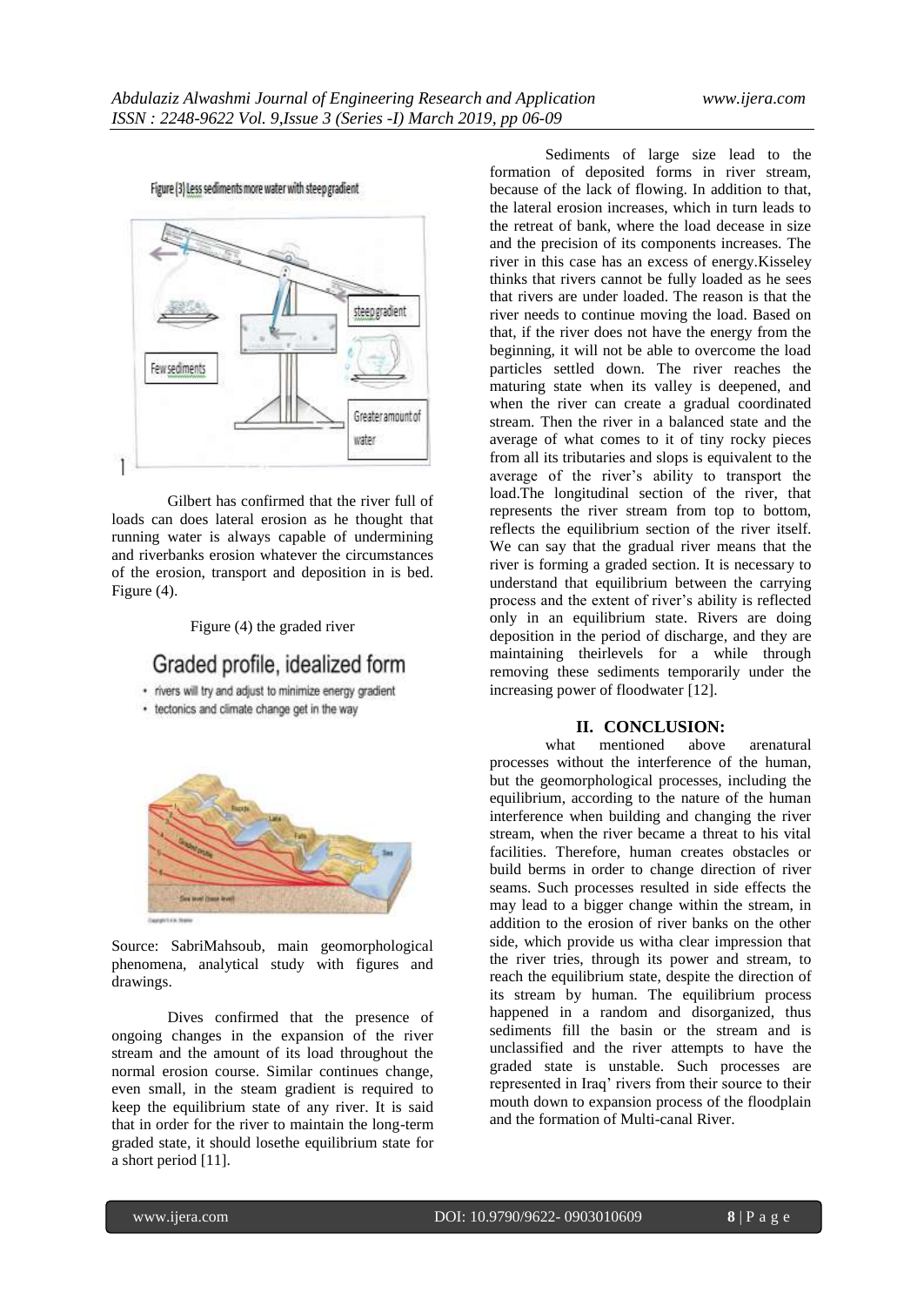Figure (3) Less sediments more water with steep gradient

Gilbert has confirmed that the river full of loads can does lateral erosion as he thought that running water is always capable of undermining and riverbanks erosion whatever the circumstances of the erosion, transport and deposition in is bed. Figure (4).

Figure (4) the graded river

Graded profile, idealized form

- rivers will try and adjust to minimize energy gradient
- tectonics and climate change get in the way

Source: SabriMahsoub, main geomorphological phenomena, analytical study with figures and drawings.

Dives confirmed that the presence of ongoing changes in the expansion of the river stream and the amount of its load throughout the normal erosion course. Similar continues change, even small, in the steam gradient is required to keep the equilibrium state of any river. It is said that in order for the river to maintain the long-term graded state, it should losethe equilibrium state for a short period [11].

Sediments of large size lead to the formation of deposited forms in river stream, because of the lack of flowing. In addition to that, the lateral erosion increases, which in turn leads to the retreat of bank, where the load decease in size and the precision of its components increases. The river in this case has an excess of energy.Kisseley thinks that rivers cannot be fully loaded as he sees that rivers are under loaded. The reason is that the river needs to continue moving the load. Based on that, if the river does not have the energy from the beginning, it will not be able to overcome the load particles settled down. The river reaches the maturing state when its valley is deepened, and when the river can create a gradual coordinated stream. Then the river in a balanced state and the average of what comes to it of tiny rocky pieces from all its tributaries and slops is equivalent to the average of the river's ability to transport the load.The longitudinal section of the river, that represents the river stream from top to bottom, reflects the equilibrium section of the river itself. We can say that the gradual river means that the river is forming a graded section. It is necessary to understand that equilibrium between the carrying process and the extent of river's ability is reflected only in an equilibrium state. Rivers are doing deposition in the period of discharge, and they are maintaining theirlevels for a while through removing these sediments temporarily under the increasing power of floodwater [12].

## II. CONCLUSION:

what mentioned above arenatural processes without the interference of the human, but the geomorphological processes, including the equilibrium, according to the nature of the human interference when building and changing the river stream, when the river became a threat to his vital facilities. Therefore, human creates obstacles or build berms in order to change direction of river seams. Such processes resulted in side effects the may lead to a bigger change within the stream, in addition to the erosion of river banks on the other side, which provide us witha clear impression that the river tries, through its power and stream, to reach the equilibrium state, despite the direction of its stream by human. The equilibrium process happened in a random and disorganized, thus sediments fill the basin or the stream and is unclassified and the river attempts to have the graded state is unstable. Such processes are represented in Iraq' rivers from their source to their mouth down to expansion process of the floodplain and the formation of Multi-canal River.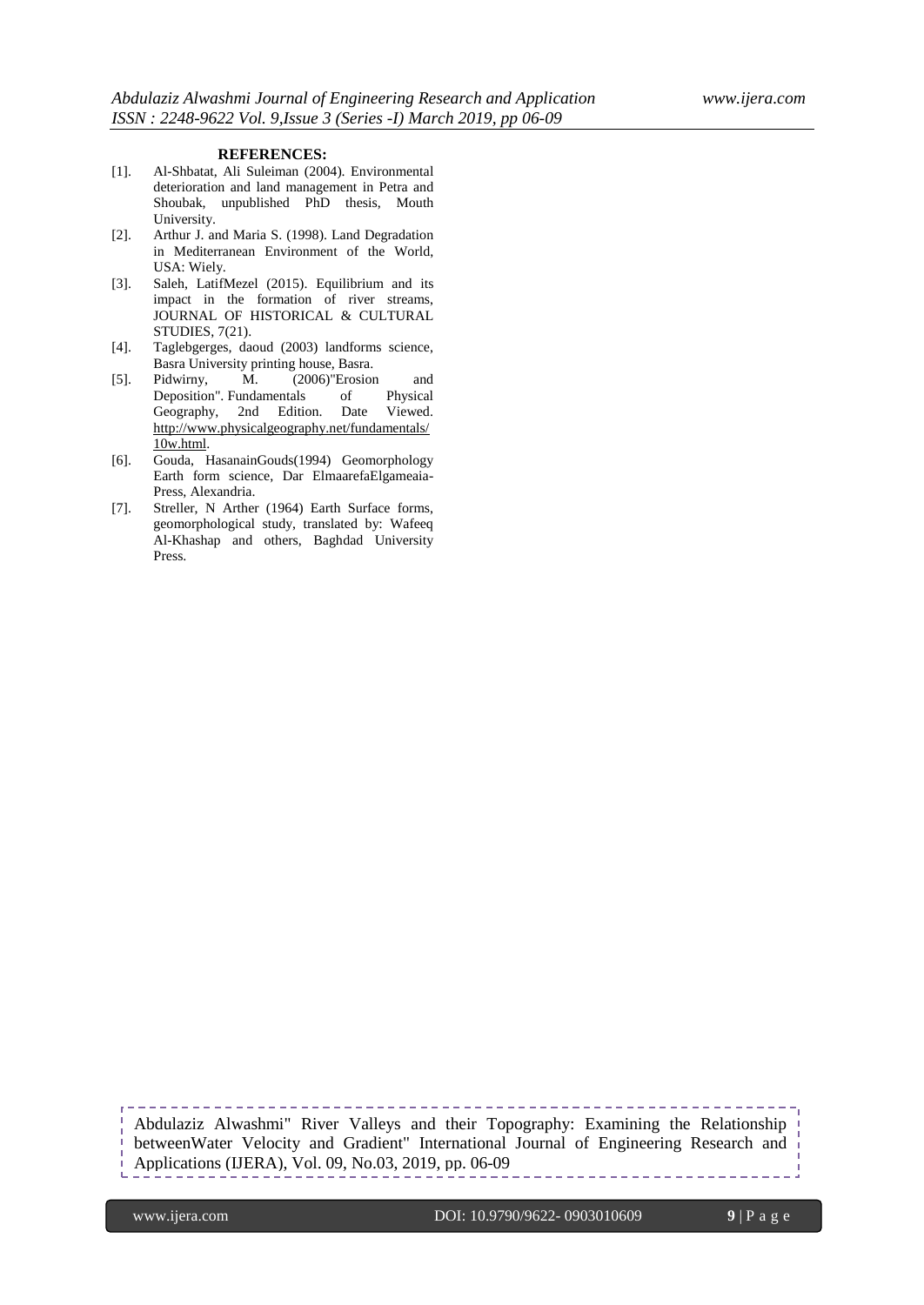**REFERENCES:**

[1]. Al-Shbatat, Ali Suleiman (2004). Environmental deterioration and land management in Petra and Shoubak, unpublished PhD thesis, Mouth University.

[2]. Arthur J. and Maria S. (1998). Land Degradation in Mediterranean Environment of the World, USA: Wiely.

[3]. Saleh, LatifMezel (2015). Equilibrium and its impact in the formation of river streams, JOURNAL OF HISTORICAL & CULTURAL STUDIES, 7(21).

[4]. Taglebgerges, daoud (2003) landforms science, Basra University printing house, Basra.

[5]. Pidwirny, M. (2006)"Erosion and Deposition". Fundamentals of Physical Geography, 2nd Edition. Date Viewed. http://www.physicalgeography.net/fundamentals/10w.html.

[6]. Gouda, HasanainGouds(1994) Geomorphology Earth form science, Dar ElmaarefaElgameaia-Press, Alexandria.

[7]. Streller, N Arther (1964) Earth Surface forms, geomorphological study, translated by: Wafeeq Al-Khashap and others, Baghdad University Press.

Abdulaziz Alwashmi" River Valleys and their Topography: Examining the Relationship betweenWater Velocity and Gradient" International Journal of Engineering Research and Applications (IJERA), Vol. 09, No.03, 2019, pp. 06-09